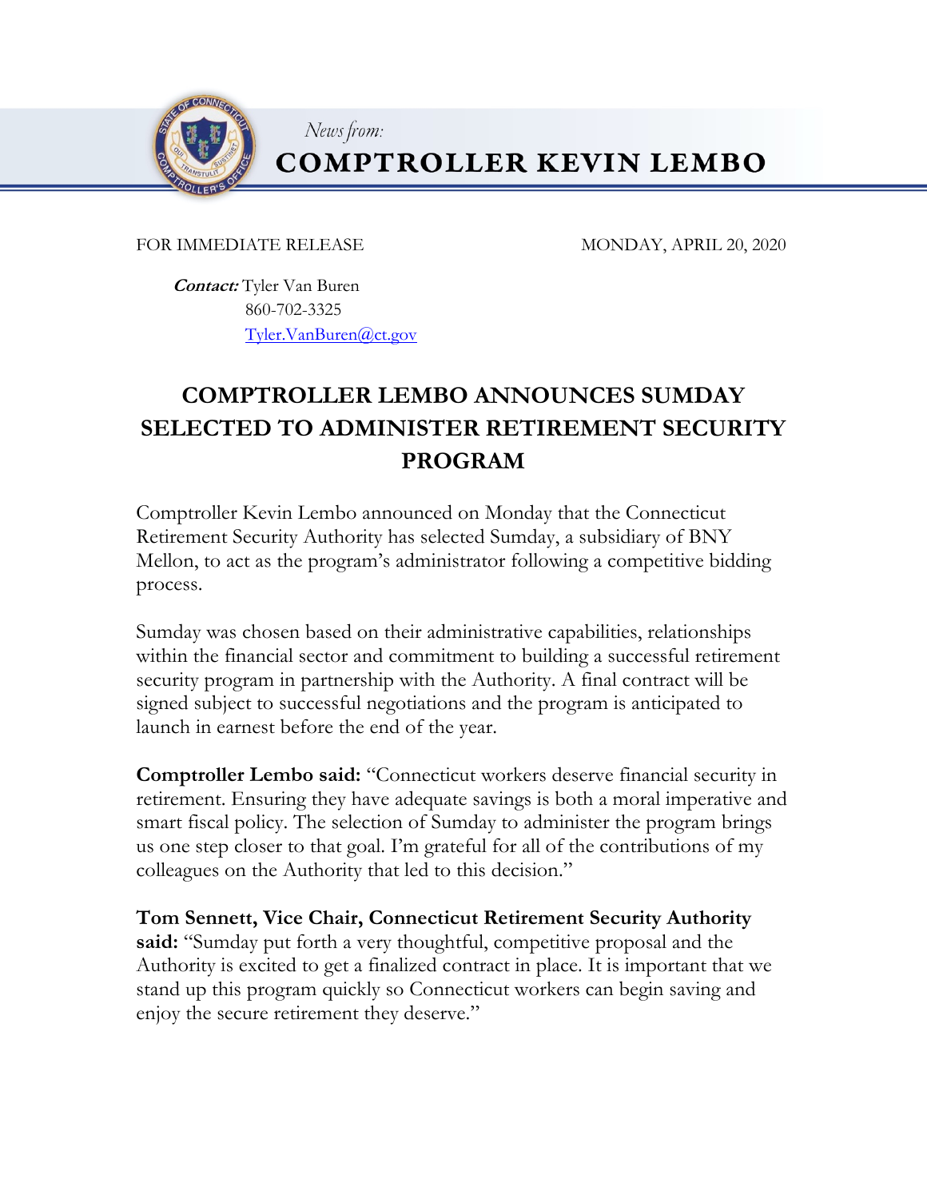*News from:*

**COMPTROLLER KEVIN LEMBO**

FOR IMMEDIATE RELEASE MONDAY, APRIL 20, 2020

***Contact:*** Tyler Van Buren
860-702-3325
Tyler.VanBuren@ct.gov

# COMPTROLLER LEMBO ANNOUNCES SUMDAY SELECTED TO ADMINISTER RETIREMENT SECURITY PROGRAM

Comptroller Kevin Lembo announced on Monday that the Connecticut Retirement Security Authority has selected Sumday, a subsidiary of BNY Mellon, to act as the program's administrator following a competitive bidding process.

Sumday was chosen based on their administrative capabilities, relationships within the financial sector and commitment to building a successful retirement security program in partnership with the Authority. A final contract will be signed subject to successful negotiations and the program is anticipated to launch in earnest before the end of the year.

**Comptroller Lembo said:** "Connecticut workers deserve financial security in retirement. Ensuring they have adequate savings is both a moral imperative and smart fiscal policy. The selection of Sumday to administer the program brings us one step closer to that goal. I'm grateful for all of the contributions of my colleagues on the Authority that led to this decision."

**Tom Sennett, Vice Chair, Connecticut Retirement Security Authority said:** "Sumday put forth a very thoughtful, competitive proposal and the Authority is excited to get a finalized contract in place. It is important that we stand up this program quickly so Connecticut workers can begin saving and enjoy the secure retirement they deserve."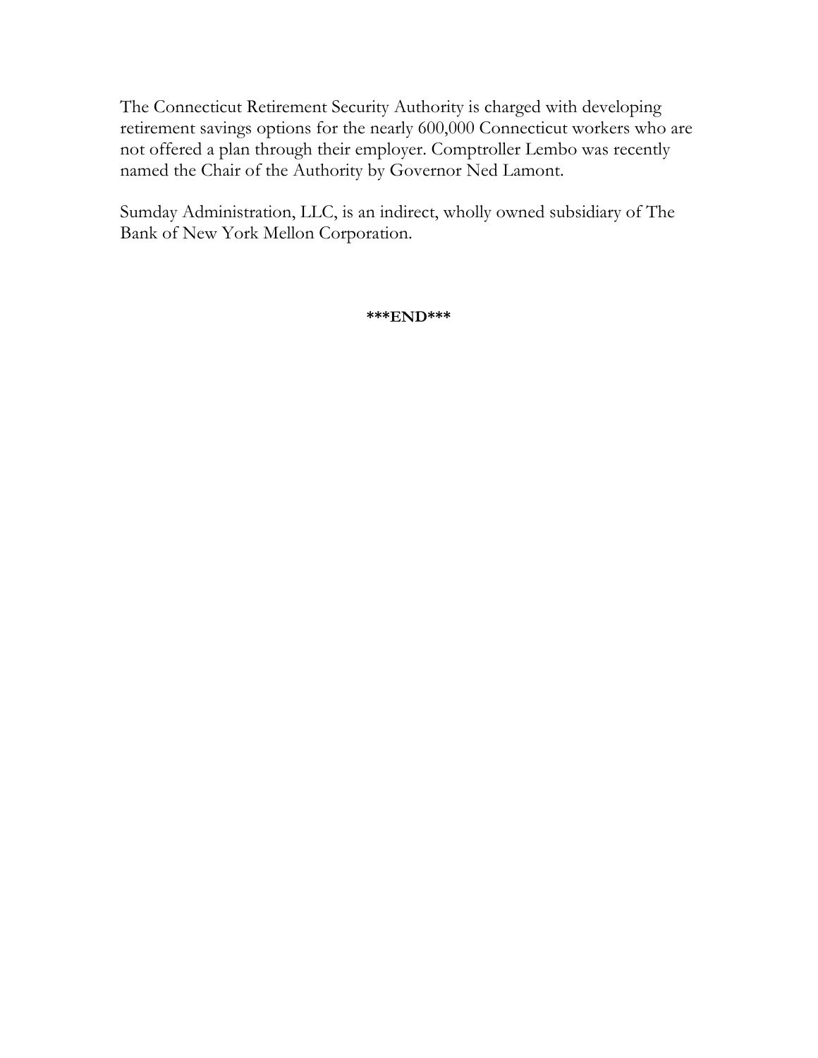The Connecticut Retirement Security Authority is charged with developing retirement savings options for the nearly 600,000 Connecticut workers who are not offered a plan through their employer. Comptroller Lembo was recently named the Chair of the Authority by Governor Ned Lamont.

Sumday Administration, LLC, is an indirect, wholly owned subsidiary of The Bank of New York Mellon Corporation.

**\*\*\*END\*\*\***